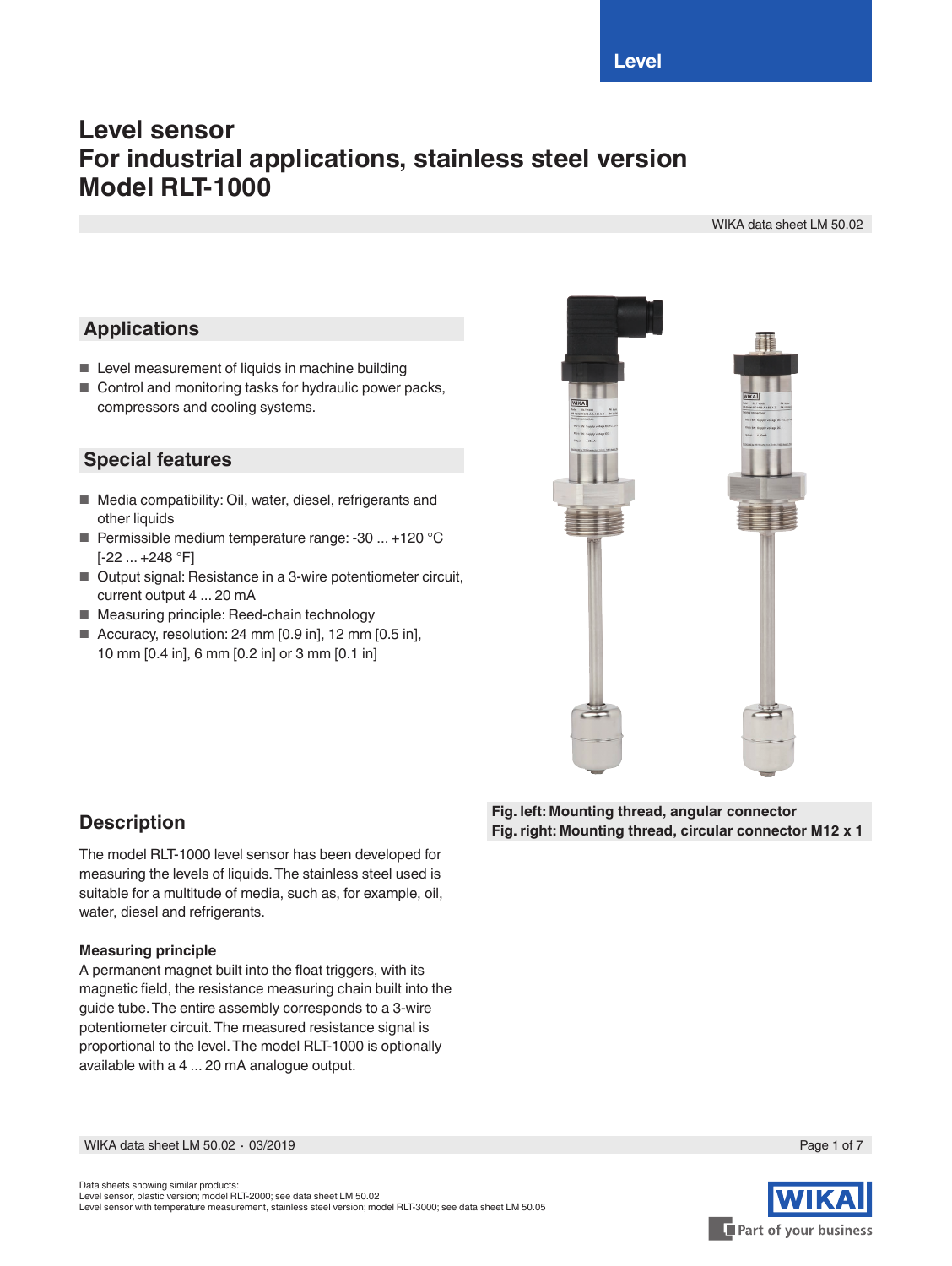Level

# Level sensor
# For industrial applications, stainless steel version
# Model RLT-1000

WIKA data sheet LM 50.02

## Applications

- Level measurement of liquids in machine building
- Control and monitoring tasks for hydraulic power packs, compressors and cooling systems.

## Special features

- Media compatibility: Oil, water, diesel, refrigerants and other liquids
- Permissible medium temperature range: -30 ... +120 °C [-22 ... +248 °F]
- Output signal: Resistance in a 3-wire potentiometer circuit, current output 4 ... 20 mA
- Measuring principle: Reed-chain technology
- Accuracy, resolution: 24 mm [0.9 in], 12 mm [0.5 in], 10 mm [0.4 in], 6 mm [0.2 in] or 3 mm [0.1 in]

**Fig. left: Mounting thread, angular connector**
**Fig. right: Mounting thread, circular connector M12 x 1**

## Description

The model RLT-1000 level sensor has been developed for measuring the levels of liquids. The stainless steel used is suitable for a multitude of media, such as, for example, oil, water, diesel and refrigerants.

### Measuring principle

A permanent magnet built into the float triggers, with its magnetic field, the resistance measuring chain built into the guide tube. The entire assembly corresponds to a 3-wire potentiometer circuit. The measured resistance signal is proportional to the level. The model RLT-1000 is optionally available with a 4 ... 20 mA analogue output.

Data sheets showing similar products:
Level sensor, plastic version; model RLT-2000; see data sheet LM 50.02
Level sensor with temperature measurement, stainless steel version; model RLT-3000; see data sheet LM 50.05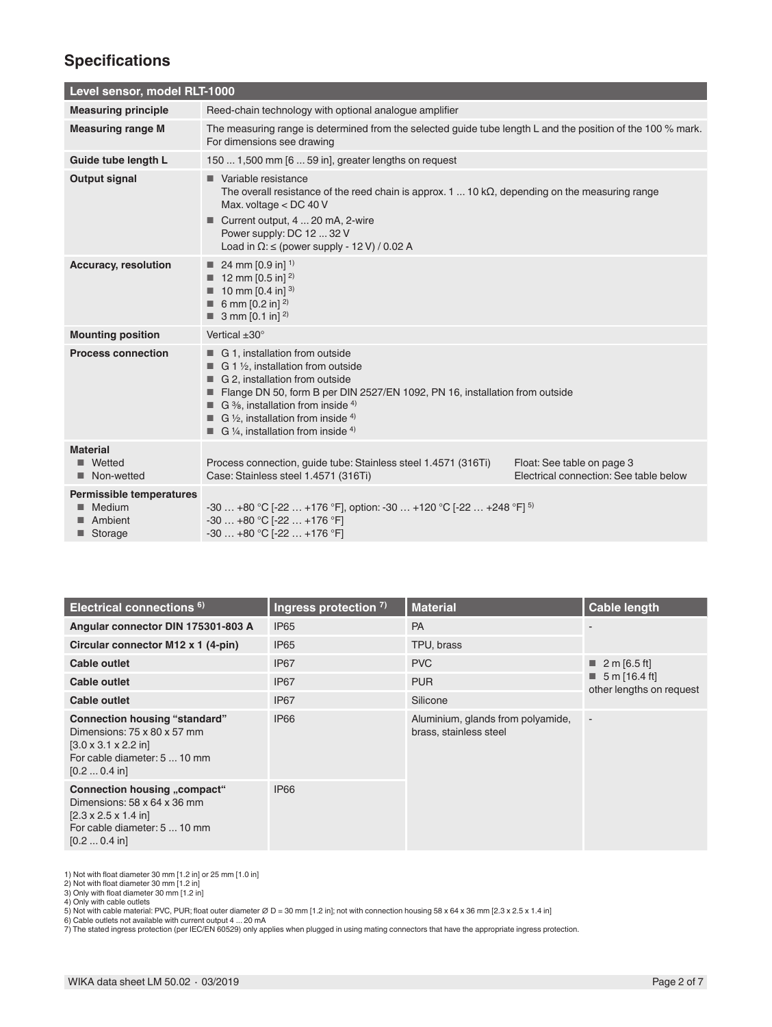## Specifications

| Level sensor, model RLT-1000 | |
|---|---|
| **Measuring principle** | Reed-chain technology with optional analogue amplifier |
| **Measuring range M** | The measuring range is determined from the selected guide tube length L and the position of the 100 % mark. For dimensions see drawing |
| **Guide tube length L** | 150 ... 1,500 mm [6 ... 59 in], greater lengths on request |
| **Output signal** | ■ Variable resistance<br>The overall resistance of the reed chain is approx. 1 ... 10 kΩ, depending on the measuring range<br>Max. voltage < DC 40 V<br>■ Current output, 4 ... 20 mA, 2-wire<br>Power supply: DC 12 ... 32 V<br>Load in Ω: ≤ (power supply - 12 V) / 0.02 A |
| **Accuracy, resolution** | ■ 24 mm [0.9 in] [1]<br>■ 12 mm [0.5 in] [2]<br>■ 10 mm [0.4 in] [3]<br>■ 6 mm [0.2 in] [2]<br>■ 3 mm [0.1 in] [2] |
| **Mounting position** | Vertical ±30° |
| **Process connection** | ■ G 1, installation from outside<br>■ G 1 ½, installation from outside<br>■ G 2, installation from outside<br>■ Flange DN 50, form B per DIN 2527/EN 1092, PN 16, installation from outside<br>■ G ⅜, installation from inside [4]<br>■ G ½, installation from inside [4]<br>■ G ¼, installation from inside [4] |
| **Material**<br>■ Wetted<br>■ Non-wetted | <br>Process connection, guide tube: Stainless steel 1.4571 (316Ti) — Float: See table on page 3<br>Case: Stainless steel 1.4571 (316Ti) — Electrical connection: See table below |
| **Permissible temperatures**<br>■ Medium<br>■ Ambient<br>■ Storage | <br>-30 … +80 °C [-22 … +176 °F], option: -30 … +120 °C [-22 … +248 °F] [5]<br>-30 … +80 °C [-22 … +176 °F]<br>-30 … +80 °C [-22 … +176 °F] |

| Electrical connections [6] | Ingress protection [7] | Material | Cable length |
|---|---|---|---|
| **Angular connector DIN 175301-803 A** | IP65 | PA | - |
| **Circular connector M12 x 1 (4-pin)** | IP65 | TPU, brass | |
| **Cable outlet** | IP67 | PVC | ■ 2 m [6.5 ft]<br>■ 5 m [16.4 ft]<br>other lengths on request |
| **Cable outlet** | IP67 | PUR | |
| **Cable outlet** | IP67 | Silicone | |
| **Connection housing "standard"**<br>Dimensions: 75 x 80 x 57 mm<br>[3.0 x 3.1 x 2.2 in]<br>For cable diameter: 5 ... 10 mm<br>[0.2 ... 0.4 in] | IP66 | Aluminium, glands from polyamide, brass, stainless steel | - |
| **Connection housing „compact"**<br>Dimensions: 58 x 64 x 36 mm<br>[2.3 x 2.5 x 1.4 in]<br>For cable diameter: 5 ... 10 mm<br>[0.2 ... 0.4 in] | IP66 | | |

1) Not with float diameter 30 mm [1.2 in] or 25 mm [1.0 in]
2) Not with float diameter 30 mm [1.2 in]
3) Only with float diameter 30 mm [1.2 in]
4) Only with cable outlets
5) Not with cable material: PVC, PUR; float outer diameter Ø D = 30 mm [1.2 in]; not with connection housing 58 x 64 x 36 mm [2.3 x 2.5 x 1.4 in]
6) Cable outlets not available with current output 4 ... 20 mA
7) The stated ingress protection (per IEC/EN 60529) only applies when plugged in using mating connectors that have the appropriate ingress protection.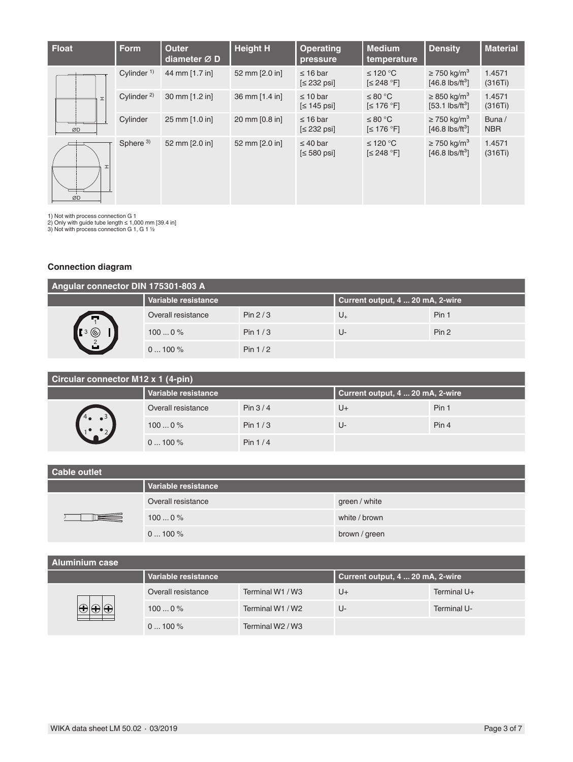| Float | Form | Outer diameter Ø D | Height H | Operating pressure | Medium temperature | Density | Material |
|---|---|---|---|---|---|---|---|
| | Cylinder [1] | 44 mm [1.7 in] | 52 mm [2.0 in] | ≤ 16 bar [≤ 232 psi] | ≤ 120 °C [≤ 248 °F] | ≥ 750 kg/m³ [46.8 lbs/ft³] | 1.4571 (316Ti) |
| | Cylinder [2] | 30 mm [1.2 in] | 36 mm [1.4 in] | ≤ 10 bar [≤ 145 psi] | ≤ 80 °C [≤ 176 °F] | ≥ 850 kg/m³ [53.1 lbs/ft³] | 1.4571 (316Ti) |
| | Cylinder | 25 mm [1.0 in] | 20 mm [0.8 in] | ≤ 16 bar [≤ 232 psi] | ≤ 80 °C [≤ 176 °F] | ≥ 750 kg/m³ [46.8 lbs/ft³] | Buna / NBR |
| | Sphere [3] | 52 mm [2.0 in] | 52 mm [2.0 in] | ≤ 40 bar [≤ 580 psi] | ≤ 120 °C [≤ 248 °F] | ≥ 750 kg/m³ [46.8 lbs/ft³] | 1.4571 (316Ti) |

1) Not with process connection G 1
2) Only with guide tube length ≤ 1,000 mm [39.4 in]
3) Not with process connection G 1, G 1 ½

### Connection diagram

**Angular connector DIN 175301-803 A**

| | Variable resistance | | Current output, 4 ... 20 mA, 2-wire | |
|---|---|---|---|---|
| | Overall resistance | Pin 2 / 3 | $U_+$ | Pin 1 |
| | 100 ... 0 % | Pin 1 / 3 | U- | Pin 2 |
| | 0 ... 100 % | Pin 1 / 2 | | |

**Circular connector M12 x 1 (4-pin)**

| | Variable resistance | | Current output, 4 ... 20 mA, 2-wire | |
|---|---|---|---|---|
| | Overall resistance | Pin 3 / 4 | U+ | Pin 1 |
| | 100 ... 0 % | Pin 1 / 3 | U- | Pin 4 |
| | 0 ... 100 % | Pin 1 / 4 | | |

**Cable outlet**

| | Variable resistance | |
|---|---|---|
| | Overall resistance | green / white |
| | 100 ... 0 % | white / brown |
| | 0 ... 100 % | brown / green |

**Aluminium case**

| | Variable resistance | | Current output, 4 ... 20 mA, 2-wire | |
|---|---|---|---|---|
| | Overall resistance | Terminal W1 / W3 | U+ | Terminal U+ |
| | 100 ... 0 % | Terminal W1 / W2 | U- | Terminal U- |
| | 0 ... 100 % | Terminal W2 / W3 | | |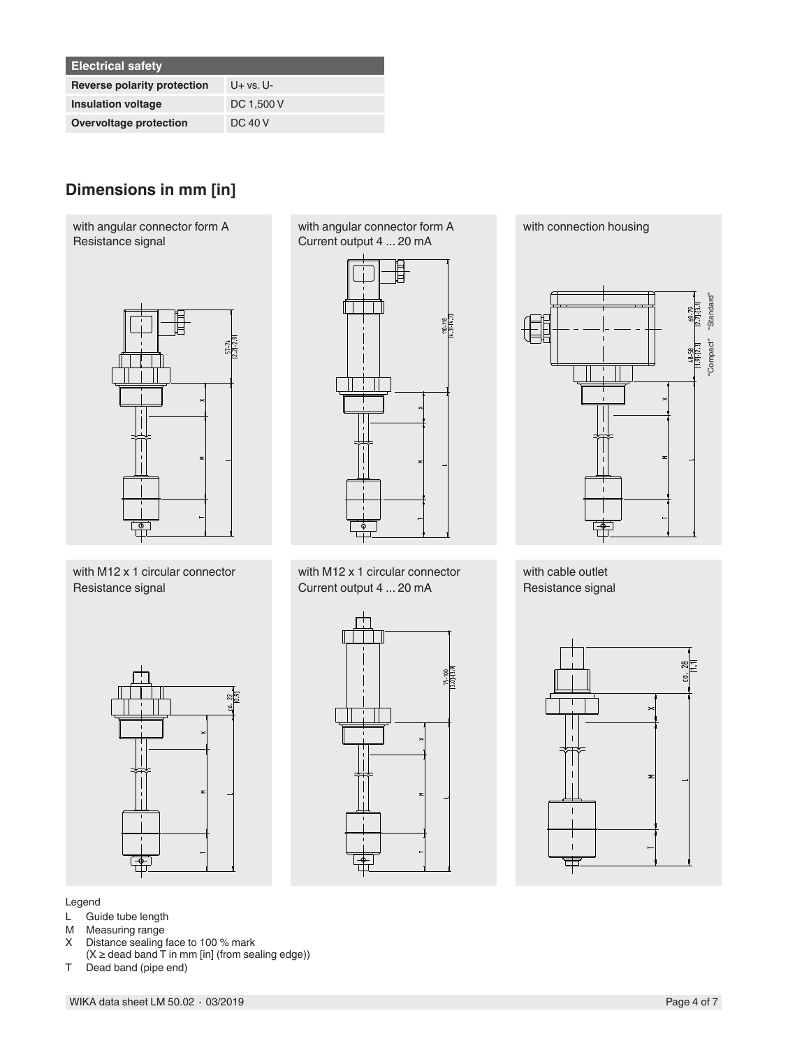| Electrical safety | |
|---|---|
| Reverse polarity protection | U+ vs. U- |
| Insulation voltage | DC 1,500 V |
| Overvoltage protection | DC 40 V |

## Dimensions in mm [in]

with angular connector form A
Resistance signal

with angular connector form A
Current output 4 ... 20 mA

with connection housing

with M12 x 1 circular connector
Resistance signal

with M12 x 1 circular connector
Current output 4 ... 20 mA

with cable outlet
Resistance signal

Legend

- L Guide tube length
- M Measuring range
- X Distance sealing face to 100 % mark
  (X ≥ dead band T in mm [in] (from sealing edge))
- T Dead band (pipe end)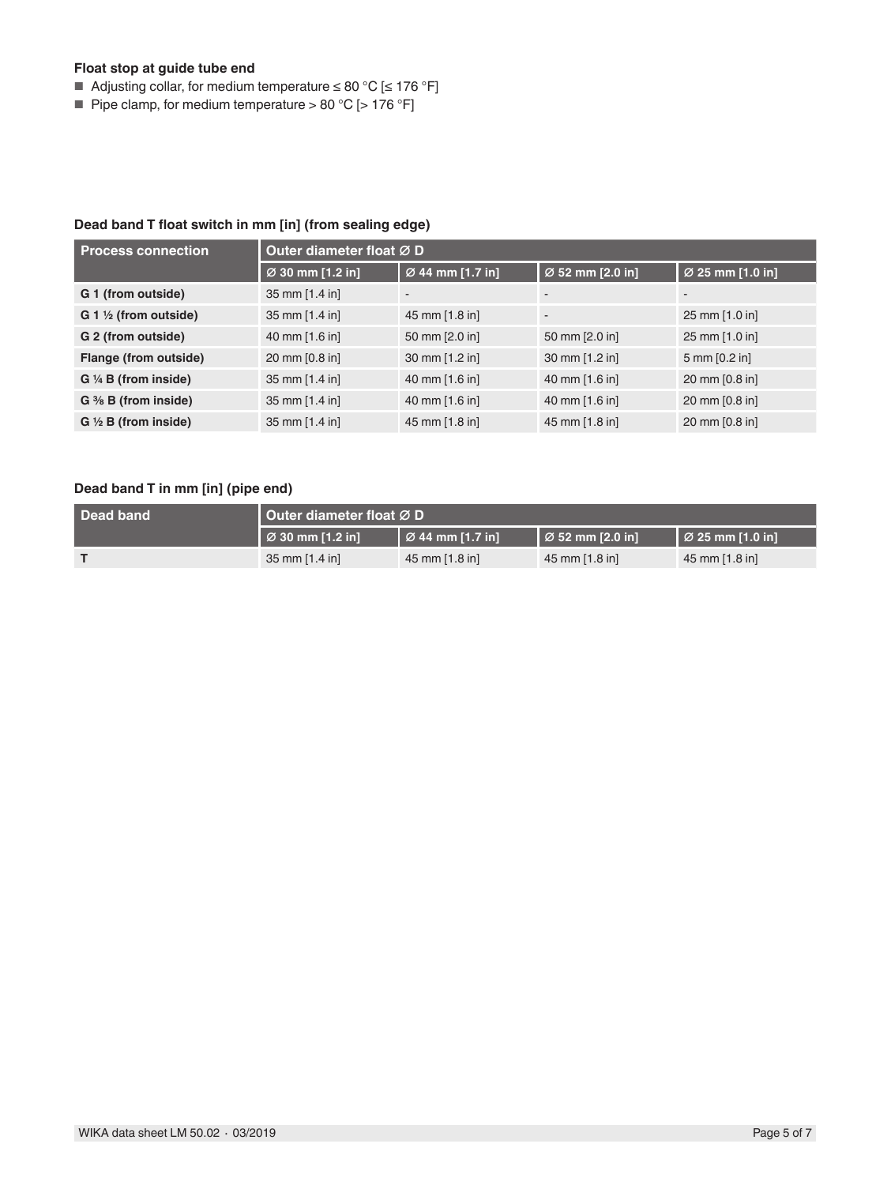**Float stop at guide tube end**

- Adjusting collar, for medium temperature ≤ 80 °C [≤ 176 °F]
- Pipe clamp, for medium temperature > 80 °C [> 176 °F]

**Dead band T float switch in mm [in] (from sealing edge)**

| Process connection | Outer diameter float Ø D | | | |
|---|---|---|---|---|
| | Ø 30 mm [1.2 in] | Ø 44 mm [1.7 in] | Ø 52 mm [2.0 in] | Ø 25 mm [1.0 in] |
| **G 1 (from outside)** | 35 mm [1.4 in] | - | - | - |
| **G 1 ½ (from outside)** | 35 mm [1.4 in] | 45 mm [1.8 in] | - | 25 mm [1.0 in] |
| **G 2 (from outside)** | 40 mm [1.6 in] | 50 mm [2.0 in] | 50 mm [2.0 in] | 25 mm [1.0 in] |
| **Flange (from outside)** | 20 mm [0.8 in] | 30 mm [1.2 in] | 30 mm [1.2 in] | 5 mm [0.2 in] |
| **G ¼ B (from inside)** | 35 mm [1.4 in] | 40 mm [1.6 in] | 40 mm [1.6 in] | 20 mm [0.8 in] |
| **G ⅜ B (from inside)** | 35 mm [1.4 in] | 40 mm [1.6 in] | 40 mm [1.6 in] | 20 mm [0.8 in] |
| **G ½ B (from inside)** | 35 mm [1.4 in] | 45 mm [1.8 in] | 45 mm [1.8 in] | 20 mm [0.8 in] |

**Dead band T in mm [in] (pipe end)**

| Dead band | Outer diameter float Ø D | | | |
|---|---|---|---|---|
| | Ø 30 mm [1.2 in] | Ø 44 mm [1.7 in] | Ø 52 mm [2.0 in] | Ø 25 mm [1.0 in] |
| **T** | 35 mm [1.4 in] | 45 mm [1.8 in] | 45 mm [1.8 in] | 45 mm [1.8 in] |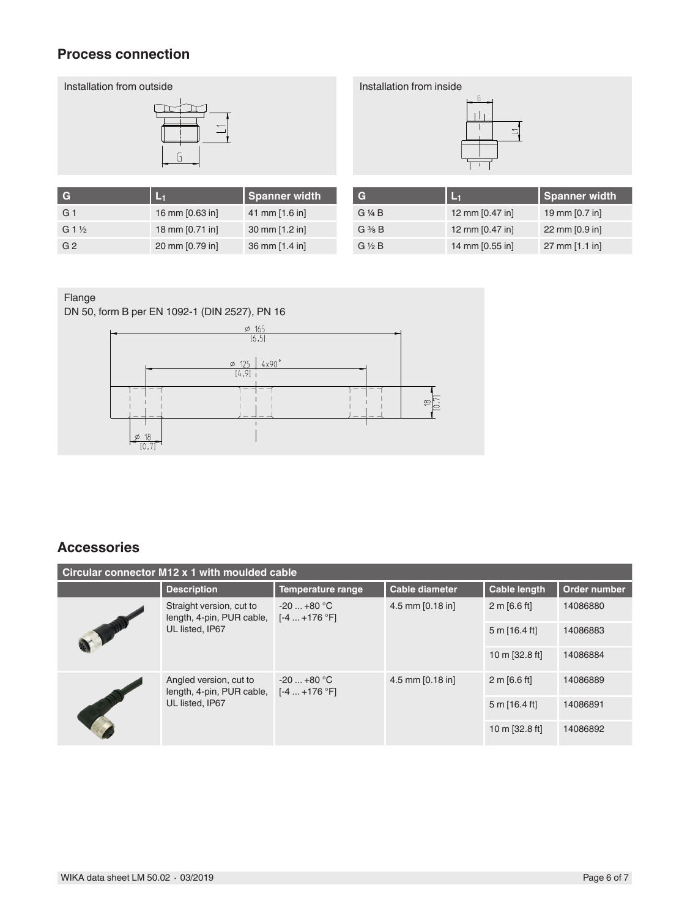## Process connection

Installation from outside

| G | $L_1$ | Spanner width |
|---|---|---|
| G 1 | 16 mm [0.63 in] | 41 mm [1.6 in] |
| G 1 ½ | 18 mm [0.71 in] | 30 mm [1.2 in] |
| G 2 | 20 mm [0.79 in] | 36 mm [1.4 in] |

Installation from inside

| G | $L_1$ | Spanner width |
|---|---|---|
| G ¼ B | 12 mm [0.47 in] | 19 mm [0.7 in] |
| G ⅜ B | 12 mm [0.47 in] | 22 mm [0.9 in] |
| G ½ B | 14 mm [0.55 in] | 27 mm [1.1 in] |

Flange
DN 50, form B per EN 1092-1 (DIN 2527), PN 16

## Accessories

| Circular connector M12 x 1 with moulded cable | | | | | |
|---|---|---|---|---|---|
| | Description | Temperature range | Cable diameter | Cable length | Order number |
| | Straight version, cut to length, 4-pin, PUR cable, UL listed, IP67 | -20 ... +80 °C [-4 ... +176 °F] | 4.5 mm [0.18 in] | 2 m [6.6 ft] | 14086880 |
| | | | | 5 m [16.4 ft] | 14086883 |
| | | | | 10 m [32.8 ft] | 14086884 |
| | Angled version, cut to length, 4-pin, PUR cable, UL listed, IP67 | -20 ... +80 °C [-4 ... +176 °F] | 4.5 mm [0.18 in] | 2 m [6.6 ft] | 14086889 |
| | | | | 5 m [16.4 ft] | 14086891 |
| | | | | 10 m [32.8 ft] | 14086892 |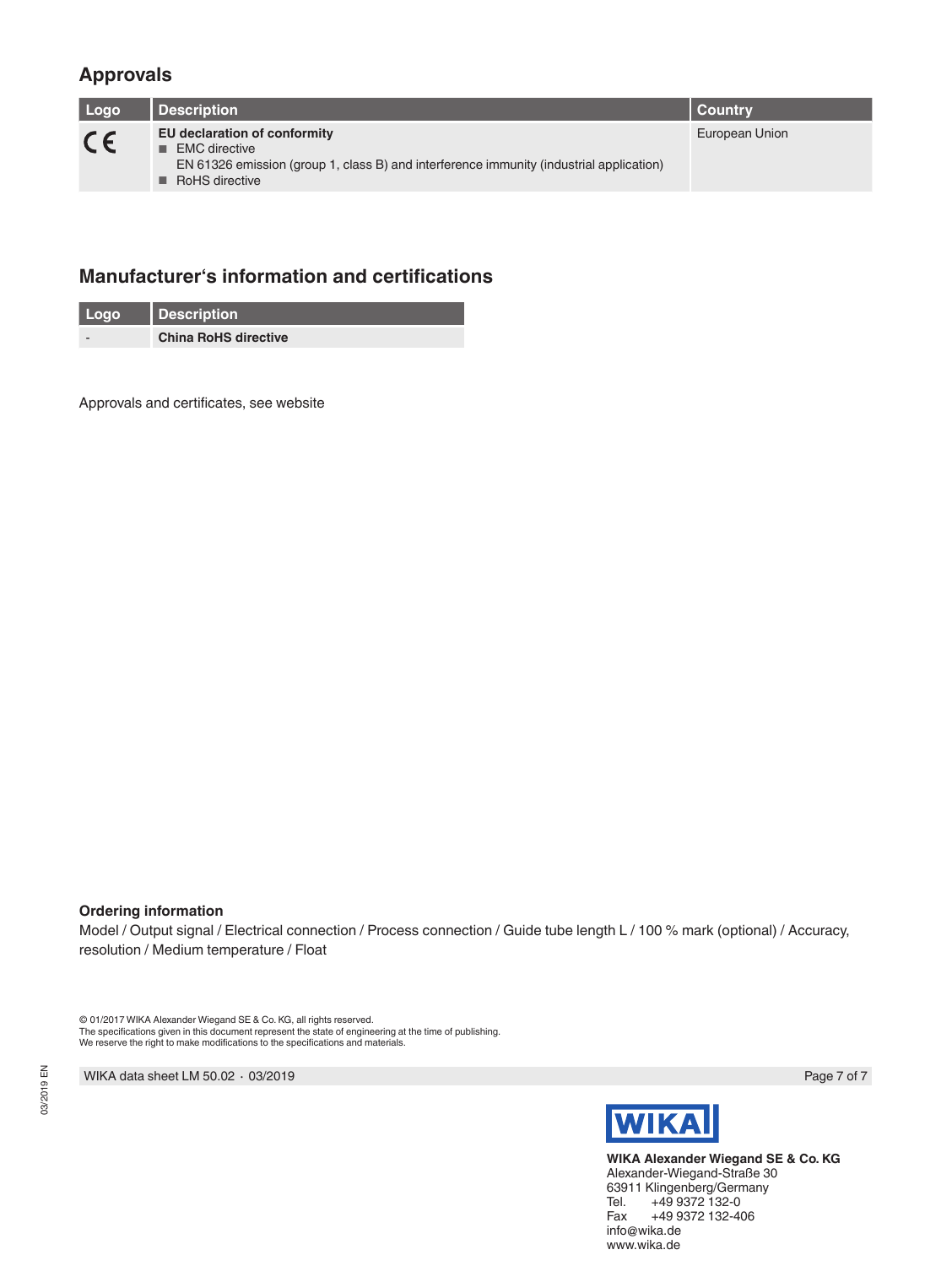## Approvals

| Logo | Description | Country |
|---|---|---|
| CE | **EU declaration of conformity**<br>■ EMC directive<br>EN 61326 emission (group 1, class B) and interference immunity (industrial application)<br>■ RoHS directive | European Union |

## Manufacturer‘s information and certifications

| Logo | Description |
|---|---|
| - | **China RoHS directive** |

Approvals and certificates, see website

**Ordering information**

Model / Output signal / Electrical connection / Process connection / Guide tube length L / 100 % mark (optional) / Accuracy, resolution / Medium temperature / Float

© 01/2017 WIKA Alexander Wiegand SE & Co. KG, all rights reserved.
The specifications given in this document represent the state of engineering at the time of publishing.
We reserve the right to make modifications to the specifications and materials.

WIKA

**WIKA Alexander Wiegand SE & Co. KG**
Alexander-Wiegand-Straße 30
63911 Klingenberg/Germany
Tel. +49 9372 132-0
Fax +49 9372 132-406
info@wika.de
www.wika.de